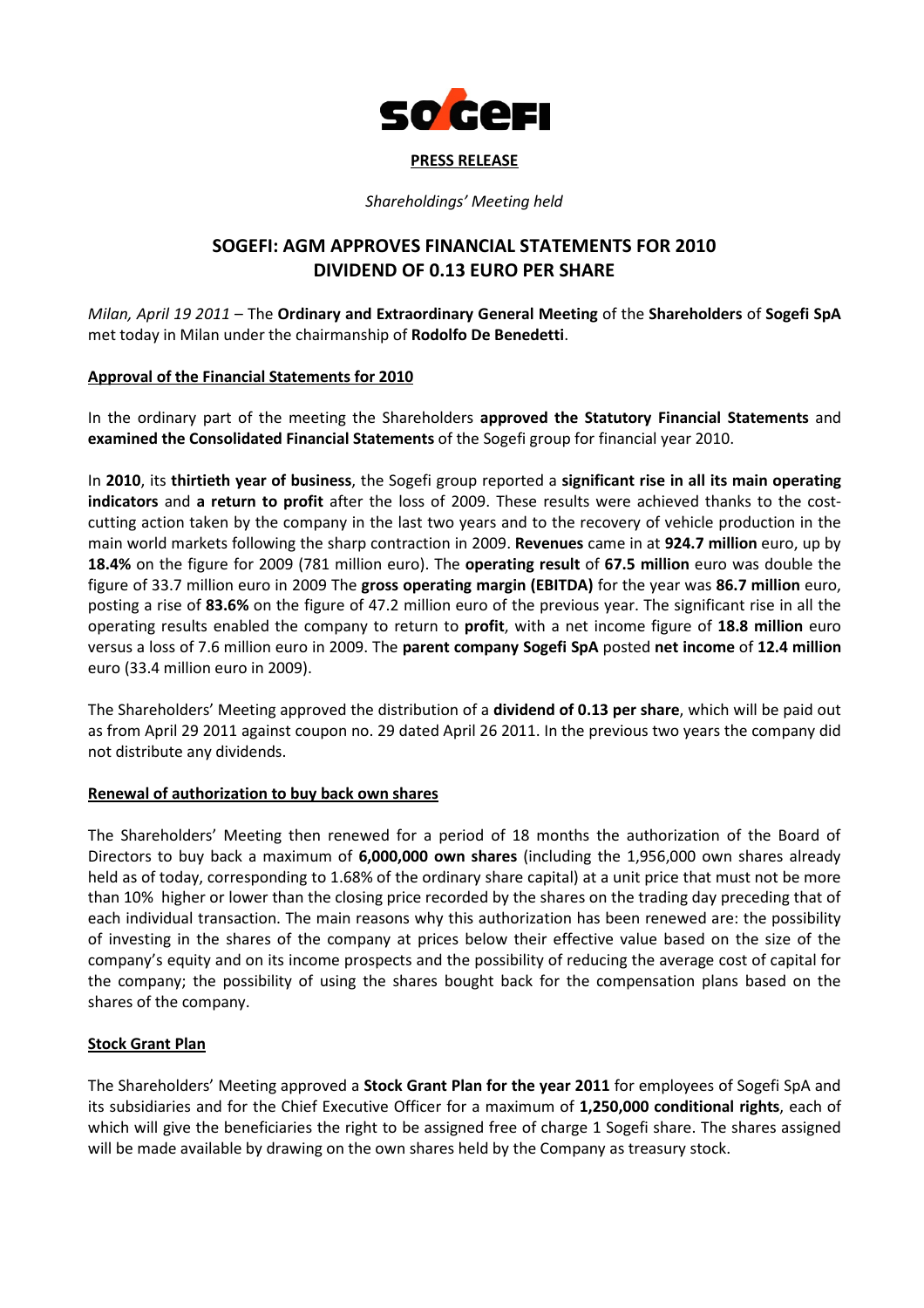**PRESS RELEASE**

*Shareholdings' Meeting held*

# SOGEFI: AGM APPROVES FINANCIAL STATEMENTS FOR 2010 DIVIDEND OF 0.13 EURO PER SHARE

*Milan, April 19 2011* – The **Ordinary and Extraordinary General Meeting** of the **Shareholders** of **Sogefi SpA** met today in Milan under the chairmanship of **Rodolfo De Benedetti**.

## Approval of the Financial Statements for 2010

In the ordinary part of the meeting the Shareholders **approved the Statutory Financial Statements** and **examined the Consolidated Financial Statements** of the Sogefi group for financial year 2010.

In **2010**, its **thirtieth year of business**, the Sogefi group reported a **significant rise in all its main operating indicators** and **a return to profit** after the loss of 2009. These results were achieved thanks to the cost-cutting action taken by the company in the last two years and to the recovery of vehicle production in the main world markets following the sharp contraction in 2009. **Revenues** came in at **924.7 million** euro, up by **18.4%** on the figure for 2009 (781 million euro). The **operating result** of **67.5 million** euro was double the figure of 33.7 million euro in 2009 The **gross operating margin (EBITDA)** for the year was **86.7 million** euro, posting a rise of **83.6%** on the figure of 47.2 million euro of the previous year. The significant rise in all the operating results enabled the company to return to **profit**, with a net income figure of **18.8 million** euro versus a loss of 7.6 million euro in 2009. The **parent company Sogefi SpA** posted **net income** of **12.4 million** euro (33.4 million euro in 2009).

The Shareholders' Meeting approved the distribution of a **dividend of 0.13 per share**, which will be paid out as from April 29 2011 against coupon no. 29 dated April 26 2011. In the previous two years the company did not distribute any dividends.

## Renewal of authorization to buy back own shares

The Shareholders' Meeting then renewed for a period of 18 months the authorization of the Board of Directors to buy back a maximum of **6,000,000 own shares** (including the 1,956,000 own shares already held as of today, corresponding to 1.68% of the ordinary share capital) at a unit price that must not be more than 10% higher or lower than the closing price recorded by the shares on the trading day preceding that of each individual transaction. The main reasons why this authorization has been renewed are: the possibility of investing in the shares of the company at prices below their effective value based on the size of the company's equity and on its income prospects and the possibility of reducing the average cost of capital for the company; the possibility of using the shares bought back for the compensation plans based on the shares of the company.

## Stock Grant Plan

The Shareholders' Meeting approved a **Stock Grant Plan for the year 2011** for employees of Sogefi SpA and its subsidiaries and for the Chief Executive Officer for a maximum of **1,250,000 conditional rights**, each of which will give the beneficiaries the right to be assigned free of charge 1 Sogefi share. The shares assigned will be made available by drawing on the own shares held by the Company as treasury stock.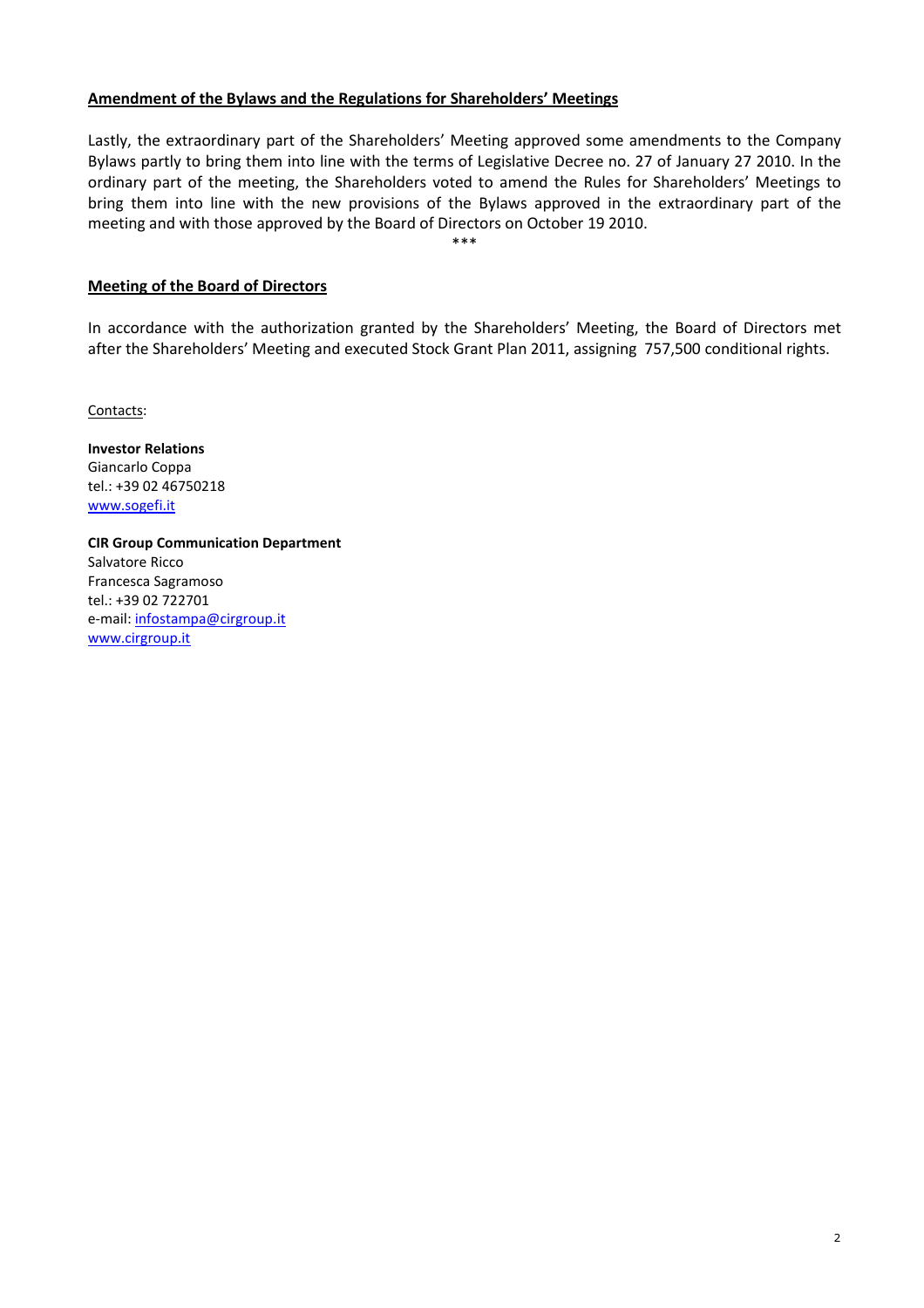## Amendment of the Bylaws and the Regulations for Shareholders' Meetings

Lastly, the extraordinary part of the Shareholders' Meeting approved some amendments to the Company Bylaws partly to bring them into line with the terms of Legislative Decree no. 27 of January 27 2010. In the ordinary part of the meeting, the Shareholders voted to amend the Rules for Shareholders' Meetings to bring them into line with the new provisions of the Bylaws approved in the extraordinary part of the meeting and with those approved by the Board of Directors on October 19 2010.

***

## Meeting of the Board of Directors

In accordance with the authorization granted by the Shareholders' Meeting, the Board of Directors met after the Shareholders' Meeting and executed Stock Grant Plan 2011, assigning 757,500 conditional rights.

Contacts:

**Investor Relations**
Giancarlo Coppa
tel.: +39 02 46750218
www.sogefi.it

**CIR Group Communication Department**
Salvatore Ricco
Francesca Sagramoso
tel.: +39 02 722701
e-mail: infostampa@cirgroup.it
www.cirgroup.it